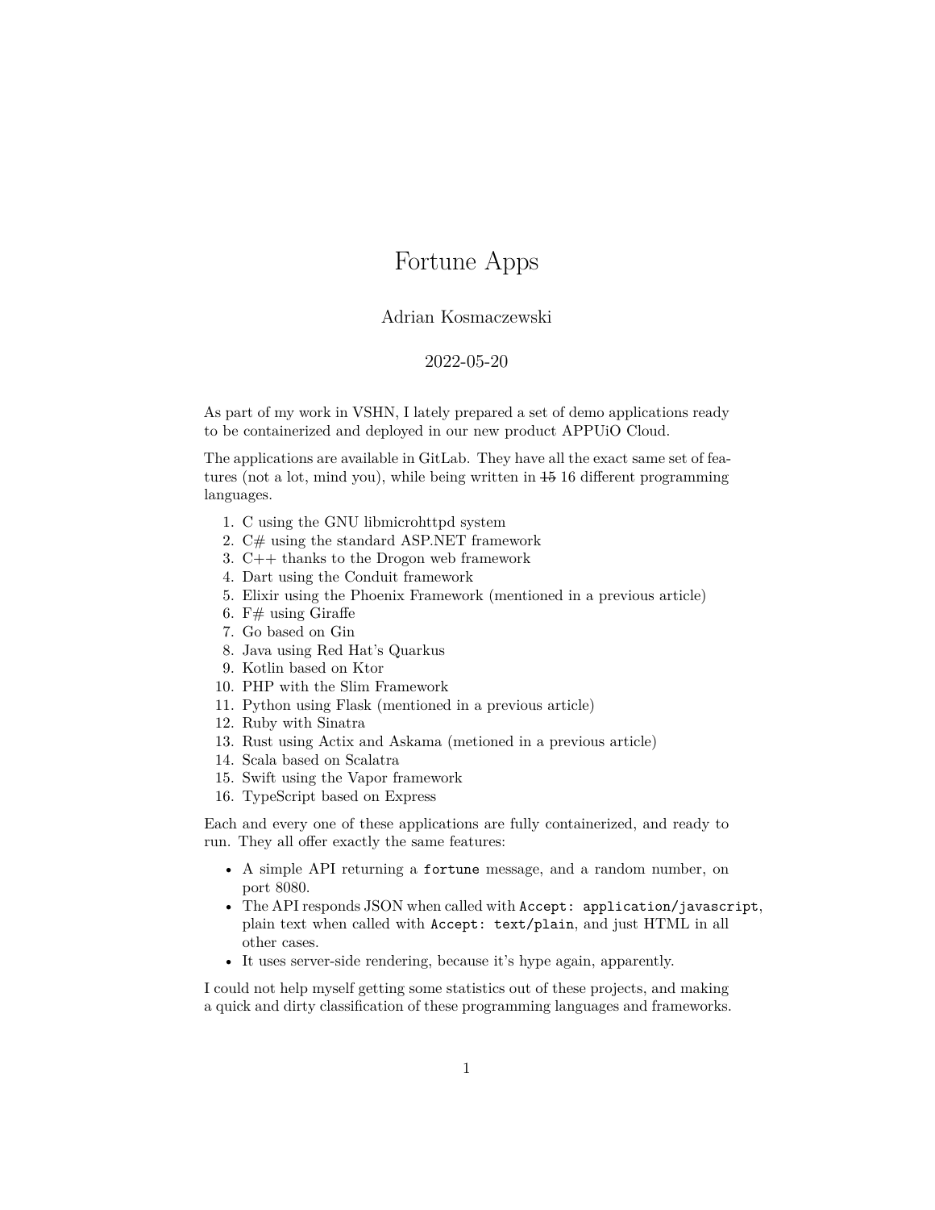# Fortune Apps

Adrian Kosmaczewski

2022-05-20

As part of my work in VSHN, I lately prepared a set of demo applications ready to be containerized and deployed in our new product APPUiO Cloud.

The applications are available in GitLab. They have all the exact same set of features (not a lot, mind you), while being written in ~~15~~ 16 different programming languages.

1. C using the GNU libmicrohttpd system
2. C# using the standard ASP.NET framework
3. C++ thanks to the Drogon web framework
4. Dart using the Conduit framework
5. Elixir using the Phoenix Framework (mentioned in a previous article)
6. F# using Giraffe
7. Go based on Gin
8. Java using Red Hat's Quarkus
9. Kotlin based on Ktor
10. PHP with the Slim Framework
11. Python using Flask (mentioned in a previous article)
12. Ruby with Sinatra
13. Rust using Actix and Askama (metioned in a previous article)
14. Scala based on Scalatra
15. Swift using the Vapor framework
16. TypeScript based on Express

Each and every one of these applications are fully containerized, and ready to run. They all offer exactly the same features:

- A simple API returning a `fortune` message, and a random number, on port 8080.
- The API responds JSON when called with `Accept: application/javascript`, plain text when called with `Accept: text/plain`, and just HTML in all other cases.
- It uses server-side rendering, because it's hype again, apparently.

I could not help myself getting some statistics out of these projects, and making a quick and dirty classification of these programming languages and frameworks.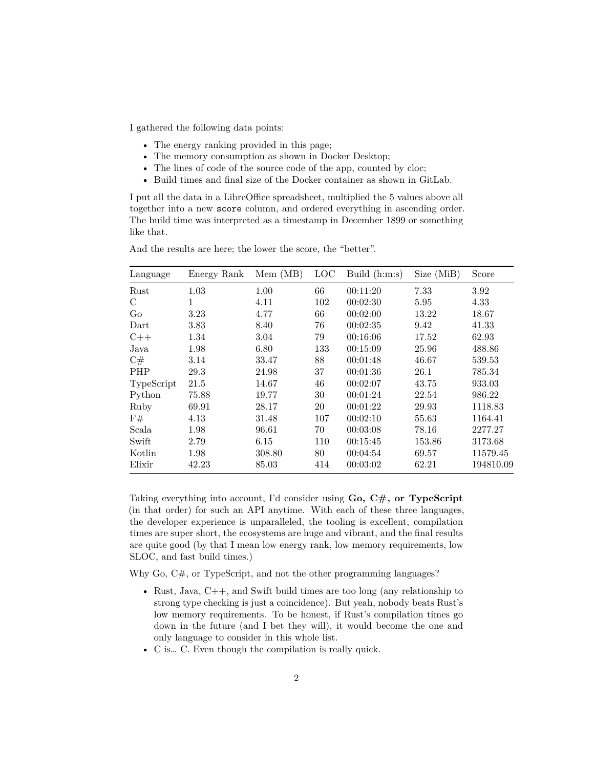I gathered the following data points:

- The energy ranking provided in this page;
- The memory consumption as shown in Docker Desktop;
- The lines of code of the source code of the app, counted by cloc;
- Build times and final size of the Docker container as shown in GitLab.

I put all the data in a LibreOffice spreadsheet, multiplied the 5 values above all together into a new `score` column, and ordered everything in ascending order. The build time was interpreted as a timestamp in December 1899 or something like that.

And the results are here; the lower the score, the "better".

| Language | Energy Rank | Mem (MB) | LOC | Build (h:m:s) | Size (MiB) | Score |
|---|---|---|---|---|---|---|
| Rust | 1.03 | 1.00 | 66 | 00:11:20 | 7.33 | 3.92 |
| C | 1 | 4.11 | 102 | 00:02:30 | 5.95 | 4.33 |
| Go | 3.23 | 4.77 | 66 | 00:02:00 | 13.22 | 18.67 |
| Dart | 3.83 | 8.40 | 76 | 00:02:35 | 9.42 | 41.33 |
| C++ | 1.34 | 3.04 | 79 | 00:16:06 | 17.52 | 62.93 |
| Java | 1.98 | 6.80 | 133 | 00:15:09 | 25.96 | 488.86 |
| C# | 3.14 | 33.47 | 88 | 00:01:48 | 46.67 | 539.53 |
| PHP | 29.3 | 24.98 | 37 | 00:01:36 | 26.1 | 785.34 |
| TypeScript | 21.5 | 14.67 | 46 | 00:02:07 | 43.75 | 933.03 |
| Python | 75.88 | 19.77 | 30 | 00:01:24 | 22.54 | 986.22 |
| Ruby | 69.91 | 28.17 | 20 | 00:01:22 | 29.93 | 1118.83 |
| F# | 4.13 | 31.48 | 107 | 00:02:10 | 55.63 | 1164.41 |
| Scala | 1.98 | 96.61 | 70 | 00:03:08 | 78.16 | 2277.27 |
| Swift | 2.79 | 6.15 | 110 | 00:15:45 | 153.86 | 3173.68 |
| Kotlin | 1.98 | 308.80 | 80 | 00:04:54 | 69.57 | 11579.45 |
| Elixir | 42.23 | 85.03 | 414 | 00:03:02 | 62.21 | 194810.09 |

Taking everything into account, I'd consider using **Go, C#, or TypeScript** (in that order) for such an API anytime. With each of these three languages, the developer experience is unparalleled, the tooling is excellent, compilation times are super short, the ecosystems are huge and vibrant, and the final results are quite good (by that I mean low energy rank, low memory requirements, low SLOC, and fast build times.)

Why Go, C#, or TypeScript, and not the other programming languages?

- Rust, Java, C++, and Swift build times are too long (any relationship to strong type checking is just a coincidence). But yeah, nobody beats Rust's low memory requirements. To be honest, if Rust's compilation times go down in the future (and I bet they will), it would become the one and only language to consider in this whole list.
- C is… C. Even though the compilation is really quick.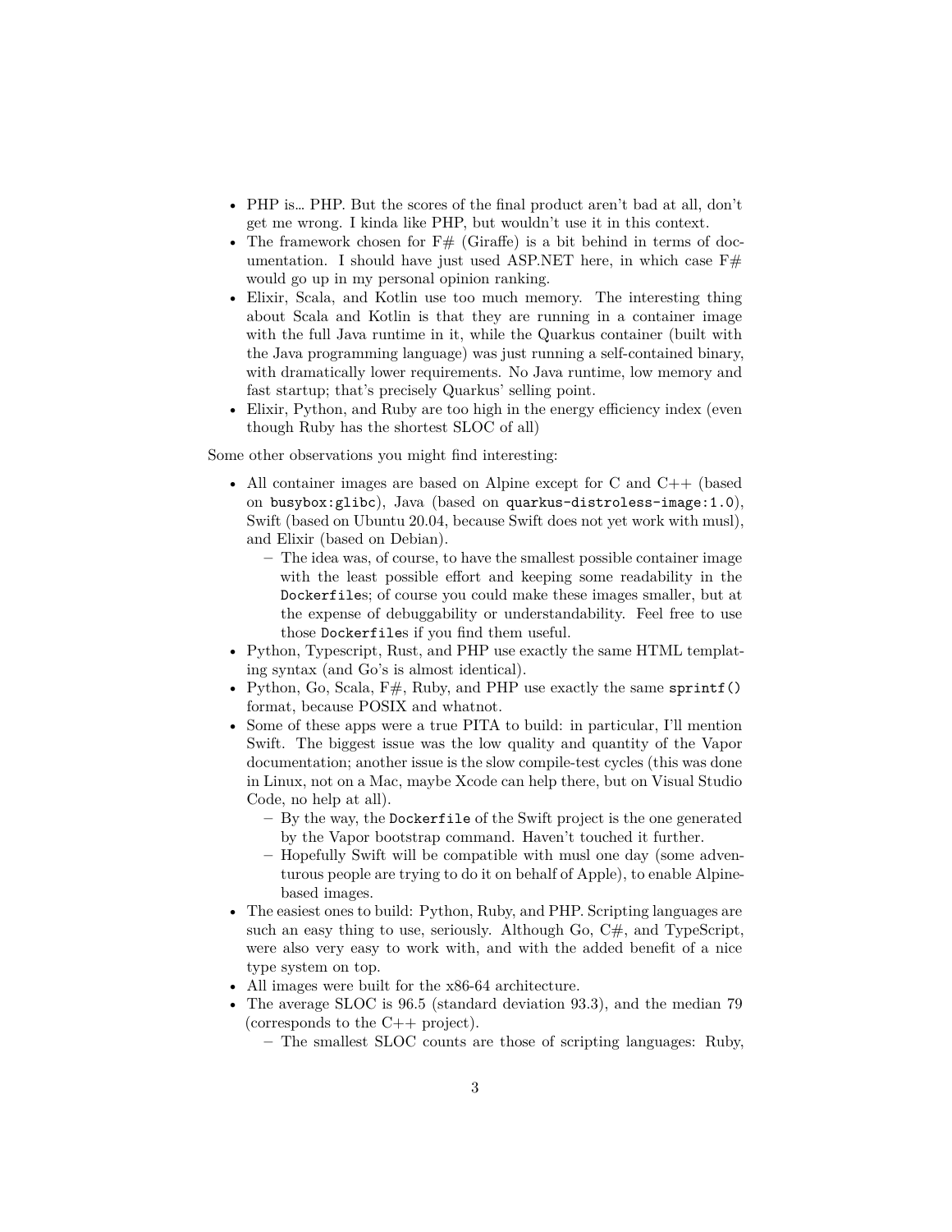- PHP is… PHP. But the scores of the final product aren't bad at all, don't get me wrong. I kinda like PHP, but wouldn't use it in this context.
- The framework chosen for F# (Giraffe) is a bit behind in terms of documentation. I should have just used ASP.NET here, in which case F# would go up in my personal opinion ranking.
- Elixir, Scala, and Kotlin use too much memory. The interesting thing about Scala and Kotlin is that they are running in a container image with the full Java runtime in it, while the Quarkus container (built with the Java programming language) was just running a self-contained binary, with dramatically lower requirements. No Java runtime, low memory and fast startup; that's precisely Quarkus' selling point.
- Elixir, Python, and Ruby are too high in the energy efficiency index (even though Ruby has the shortest SLOC of all)

Some other observations you might find interesting:

- All container images are based on Alpine except for C and C++ (based on `busybox:glibc`), Java (based on `quarkus-distroless-image:1.0`), Swift (based on Ubuntu 20.04, because Swift does not yet work with musl), and Elixir (based on Debian).
  - The idea was, of course, to have the smallest possible container image with the least possible effort and keeping some readability in the `Dockerfile`s; of course you could make these images smaller, but at the expense of debuggability or understandability. Feel free to use those `Dockerfile`s if you find them useful.
- Python, Typescript, Rust, and PHP use exactly the same HTML templating syntax (and Go's is almost identical).
- Python, Go, Scala, F#, Ruby, and PHP use exactly the same `sprintf()` format, because POSIX and whatnot.
- Some of these apps were a true PITA to build: in particular, I'll mention Swift. The biggest issue was the low quality and quantity of the Vapor documentation; another issue is the slow compile-test cycles (this was done in Linux, not on a Mac, maybe Xcode can help there, but on Visual Studio Code, no help at all).
  - By the way, the `Dockerfile` of the Swift project is the one generated by the Vapor bootstrap command. Haven't touched it further.
  - Hopefully Swift will be compatible with musl one day (some adventurous people are trying to do it on behalf of Apple), to enable Alpine-based images.
- The easiest ones to build: Python, Ruby, and PHP. Scripting languages are such an easy thing to use, seriously. Although Go, C#, and TypeScript, were also very easy to work with, and with the added benefit of a nice type system on top.
- All images were built for the x86-64 architecture.
- The average SLOC is 96.5 (standard deviation 93.3), and the median 79 (corresponds to the C++ project).
  - The smallest SLOC counts are those of scripting languages: Ruby,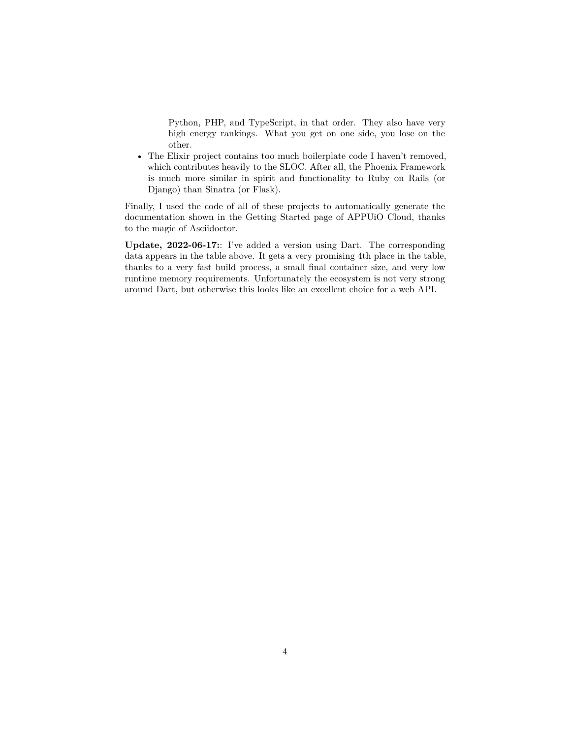Python, PHP, and TypeScript, in that order. They also have very high energy rankings. What you get on one side, you lose on the other.

- The Elixir project contains too much boilerplate code I haven't removed, which contributes heavily to the SLOC. After all, the Phoenix Framework is much more similar in spirit and functionality to Ruby on Rails (or Django) than Sinatra (or Flask).

Finally, I used the code of all of these projects to automatically generate the documentation shown in the Getting Started page of APPUiO Cloud, thanks to the magic of Asciidoctor.

**Update, 2022-06-17:**: I've added a version using Dart. The corresponding data appears in the table above. It gets a very promising 4th place in the table, thanks to a very fast build process, a small final container size, and very low runtime memory requirements. Unfortunately the ecosystem is not very strong around Dart, but otherwise this looks like an excellent choice for a web API.